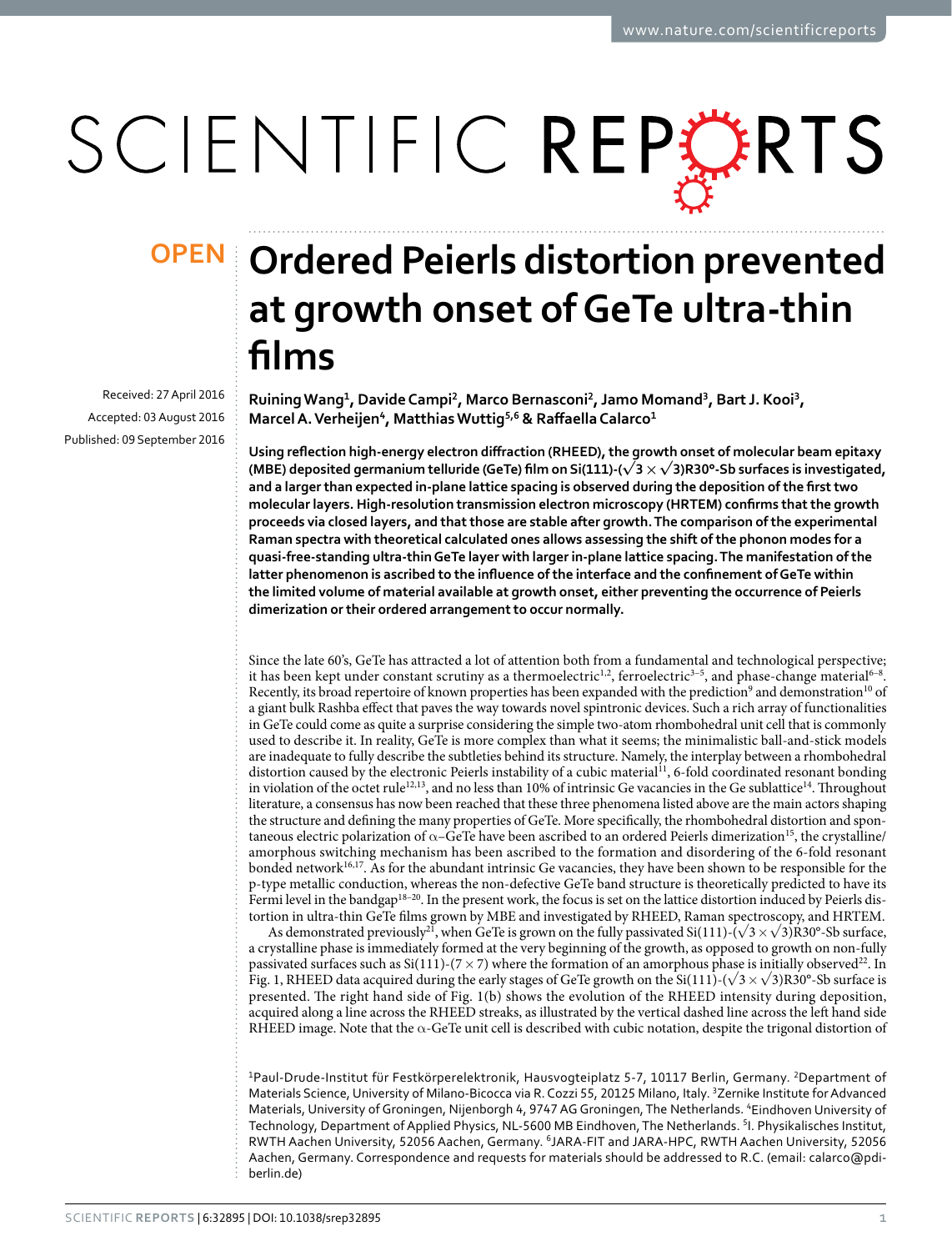OPEN

# Ordered Peierls distortion prevented at growth onset of GeTe ultra-thin films

Received: 27 April 2016

Accepted: 03 August 2016

Published: 09 September 2016

**Ruining Wang[1], Davide Campi[2], Marco Bernasconi[2], Jamo Momand[3], Bart J. Kooi[3], Marcel A. Verheijen[4], Matthias Wuttig[5,6] & Raffaella Calarco[1]**

**Using reflection high-energy electron diffraction (RHEED), the growth onset of molecular beam epitaxy (MBE) deposited germanium telluride (GeTe) film on Si(111)-($\sqrt{3} \times \sqrt{3}$)R30°-Sb surfaces is investigated, and a larger than expected in-plane lattice spacing is observed during the deposition of the first two molecular layers. High-resolution transmission electron microscopy (HRTEM) confirms that the growth proceeds via closed layers, and that those are stable after growth. The comparison of the experimental Raman spectra with theoretical calculated ones allows assessing the shift of the phonon modes for a quasi-free-standing ultra-thin GeTe layer with larger in-plane lattice spacing. The manifestation of the latter phenomenon is ascribed to the influence of the interface and the confinement of GeTe within the limited volume of material available at growth onset, either preventing the occurrence of Peierls dimerization or their ordered arrangement to occur normally.**

Since the late 60's, GeTe has attracted a lot of attention both from a fundamental and technological perspective; it has been kept under constant scrutiny as a thermoelectric[1,2], ferroelectric[3–5], and phase-change material[6–8]. Recently, its broad repertoire of known properties has been expanded with the prediction[9] and demonstration[10] of a giant bulk Rashba effect that paves the way towards novel spintronic devices. Such a rich array of functionalities in GeTe could come as quite a surprise considering the simple two-atom rhombohedral unit cell that is commonly used to describe it. In reality, GeTe is more complex than what it seems; the minimalistic ball-and-stick models are inadequate to fully describe the subtleties behind its structure. Namely, the interplay between a rhombohedral distortion caused by the electronic Peierls instability of a cubic material[11], 6-fold coordinated resonant bonding in violation of the octet rule[12,13], and no less than 10% of intrinsic Ge vacancies in the Ge sublattice[14]. Throughout literature, a consensus has now been reached that these three phenomena listed above are the main actors shaping the structure and defining the many properties of GeTe. More specifically, the rhombohedral distortion and spontaneous electric polarization of α–GeTe have been ascribed to an ordered Peierls dimerization[15], the crystalline/amorphous switching mechanism has been ascribed to the formation and disordering of the 6-fold resonant bonded network[16,17]. As for the abundant intrinsic Ge vacancies, they have been shown to be responsible for the p-type metallic conduction, whereas the non-defective GeTe band structure is theoretically predicted to have its Fermi level in the bandgap[18–20]. In the present work, the focus is set on the lattice distortion induced by Peierls distortion in ultra-thin GeTe films grown by MBE and investigated by RHEED, Raman spectroscopy, and HRTEM.

As demonstrated previously[21], when GeTe is grown on the fully passivated Si(111)-($\sqrt{3} \times \sqrt{3}$)R30°-Sb surface, a crystalline phase is immediately formed at the very beginning of the growth, as opposed to growth on non-fully passivated surfaces such as Si(111)-(7 × 7) where the formation of an amorphous phase is initially observed[22]. In Fig. 1, RHEED data acquired during the early stages of GeTe growth on the Si(111)-($\sqrt{3} \times \sqrt{3}$)R30°-Sb surface is presented. The right hand side of Fig. 1(b) shows the evolution of the RHEED intensity during deposition, acquired along a line across the RHEED streaks, as illustrated by the vertical dashed line across the left hand side RHEED image. Note that the α-GeTe unit cell is described with cubic notation, despite the trigonal distortion of

[1]Paul-Drude-Institut für Festkörperelektronik, Hausvogteiplatz 5-7, 10117 Berlin, Germany. [2]Department of Materials Science, University of Milano-Bicocca via R. Cozzi 55, 20125 Milano, Italy. [3]Zernike Institute for Advanced Materials, University of Groningen, Nijenborgh 4, 9747 AG Groningen, The Netherlands. [4]Eindhoven University of Technology, Department of Applied Physics, NL-5600 MB Eindhoven, The Netherlands. [5]I. Physikalisches Institut, RWTH Aachen University, 52056 Aachen, Germany. [6]JARA-FIT and JARA-HPC, RWTH Aachen University, 52056 Aachen, Germany. Correspondence and requests for materials should be addressed to R.C. (email: calarco@pdi-berlin.de)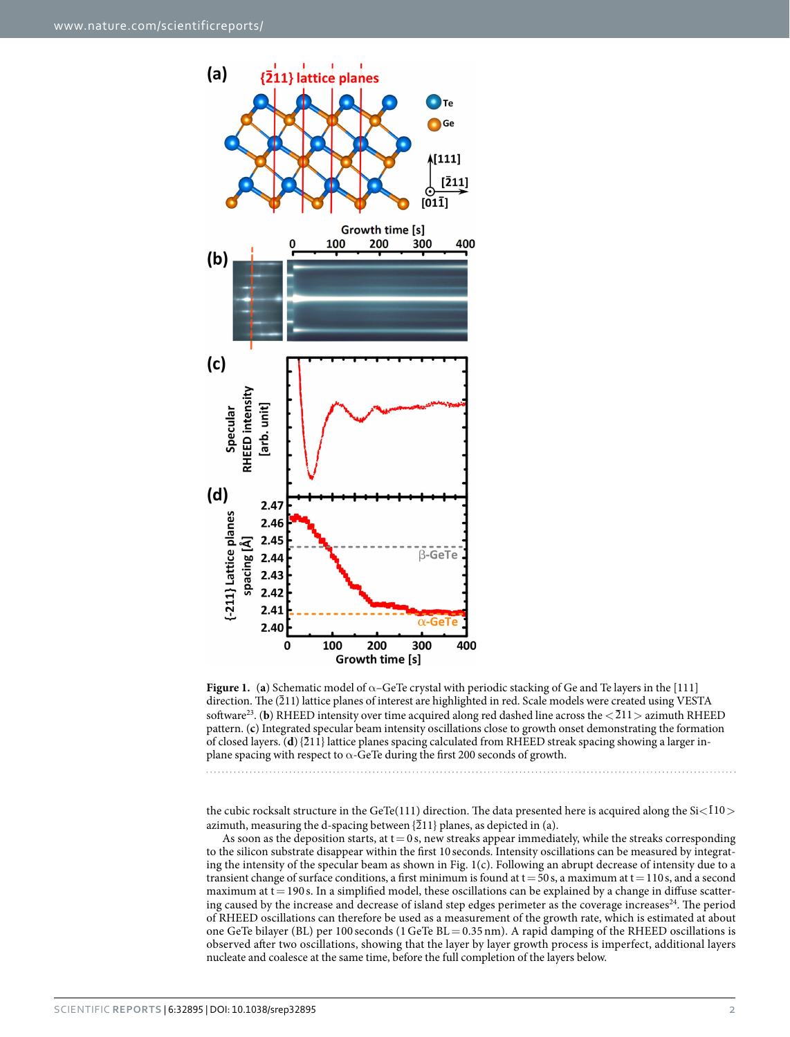**Figure 1.** (**a**) Schematic model of α–GeTe crystal with periodic stacking of Ge and Te layers in the [111] direction. The ($\bar{2}$11) lattice planes of interest are highlighted in red. Scale models were created using VESTA software[23]. (**b**) RHEED intensity over time acquired along red dashed line across the <$\bar{2}$11> azimuth RHEED pattern. (**c**) Integrated specular beam intensity oscillations close to growth onset demonstrating the formation of closed layers. (**d**) {$\bar{2}$11} lattice planes spacing calculated from RHEED streak spacing showing a larger in-plane spacing with respect to α-GeTe during the first 200 seconds of growth.

the cubic rocksalt structure in the GeTe(111) direction. The data presented here is acquired along the Si<$\bar{1}$10> azimuth, measuring the d-spacing between {$\bar{2}$11} planes, as depicted in (a).

As soon as the deposition starts, at t = 0 s, new streaks appear immediately, while the streaks corresponding to the silicon substrate disappear within the first 10 seconds. Intensity oscillations can be measured by integrating the intensity of the specular beam as shown in Fig. 1(c). Following an abrupt decrease of intensity due to a transient change of surface conditions, a first minimum is found at t = 50 s, a maximum at t = 110 s, and a second maximum at t = 190 s. In a simplified model, these oscillations can be explained by a change in diffuse scattering caused by the increase and decrease of island step edges perimeter as the coverage increases[24]. The period of RHEED oscillations can therefore be used as a measurement of the growth rate, which is estimated at about one GeTe bilayer (BL) per 100 seconds (1 GeTe BL = 0.35 nm). A rapid damping of the RHEED oscillations is observed after two oscillations, showing that the layer by layer growth process is imperfect, additional layers nucleate and coalesce at the same time, before the full completion of the layers below.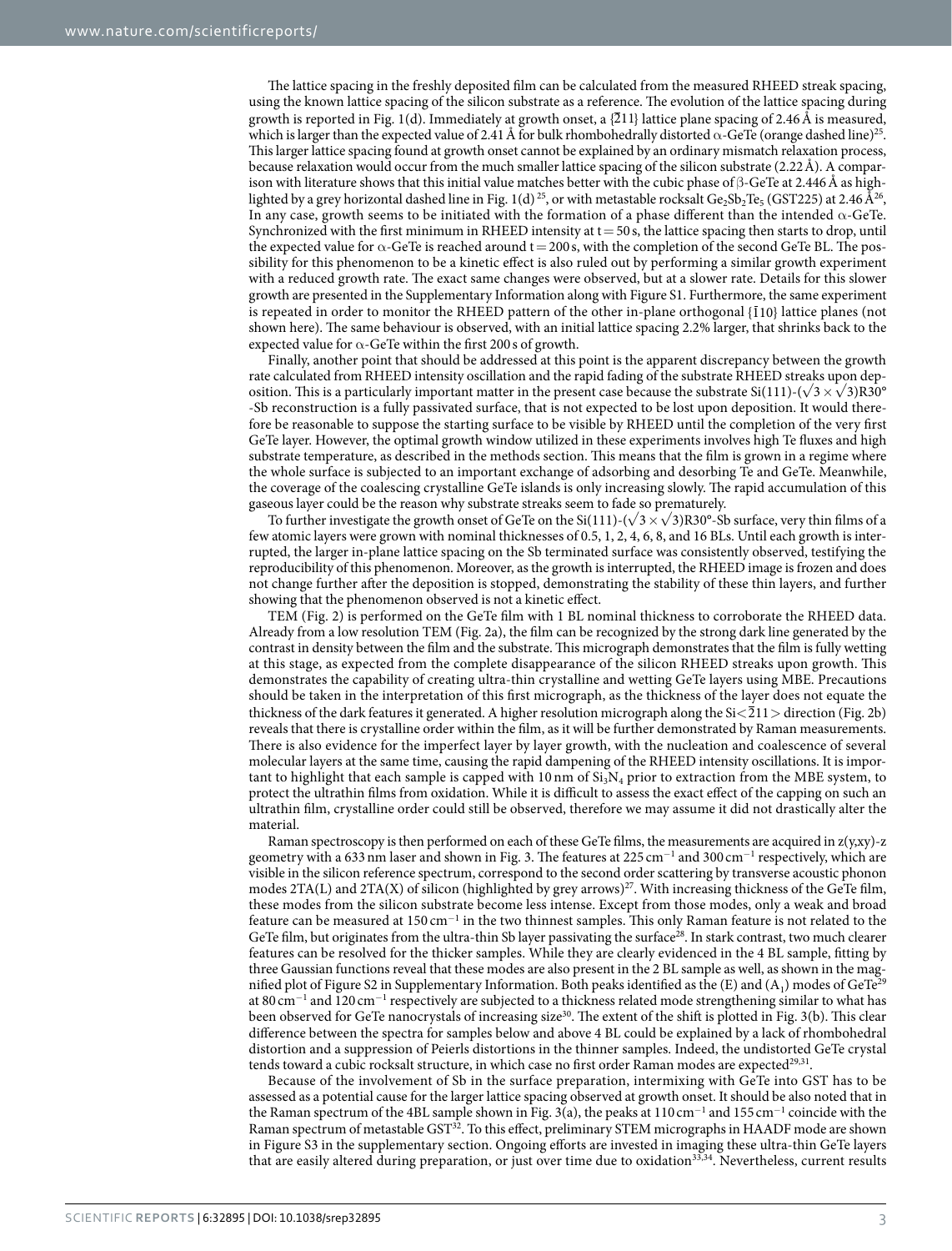The lattice spacing in the freshly deposited film can be calculated from the measured RHEED streak spacing, using the known lattice spacing of the silicon substrate as a reference. The evolution of the lattice spacing during growth is reported in Fig. 1(d). Immediately at growth onset, a $\{\bar{2}11\}$ lattice plane spacing of 2.46 Å is measured, which is larger than the expected value of 2.41 Å for bulk rhombohedrally distorted α-GeTe (orange dashed line)[25]. This larger lattice spacing found at growth onset cannot be explained by an ordinary mismatch relaxation process, because relaxation would occur from the much smaller lattice spacing of the silicon substrate (2.22 Å). A comparison with literature shows that this initial value matches better with the cubic phase of β-GeTe at 2.446 Å as highlighted by a grey horizontal dashed line in Fig. 1(d)[25], or with metastable rocksalt $Ge_2Sb_2Te_5$ (GST225) at 2.46 Å[26], In any case, growth seems to be initiated with the formation of a phase different than the intended α-GeTe. Synchronized with the first minimum in RHEED intensity at t = 50 s, the lattice spacing then starts to drop, until the expected value for α-GeTe is reached around t = 200 s, with the completion of the second GeTe BL. The possibility for this phenomenon to be a kinetic effect is also ruled out by performing a similar growth experiment with a reduced growth rate. The exact same changes were observed, but at a slower rate. Details for this slower growth are presented in the Supplementary Information along with Figure S1. Furthermore, the same experiment is repeated in order to monitor the RHEED pattern of the other in-plane orthogonal $\{\bar{1}10\}$ lattice planes (not shown here). The same behaviour is observed, with an initial lattice spacing 2.2% larger, that shrinks back to the expected value for α-GeTe within the first 200 s of growth.

Finally, another point that should be addressed at this point is the apparent discrepancy between the growth rate calculated from RHEED intensity oscillation and the rapid fading of the substrate RHEED streaks upon deposition. This is a particularly important matter in the present case because the substrate Si(111)-($\sqrt{3}\times\sqrt{3}$)R30°-Sb reconstruction is a fully passivated surface, that is not expected to be lost upon deposition. It would therefore be reasonable to suppose the starting surface to be visible by RHEED until the completion of the very first GeTe layer. However, the optimal growth window utilized in these experiments involves high Te fluxes and high substrate temperature, as described in the methods section. This means that the film is grown in a regime where the whole surface is subjected to an important exchange of adsorbing and desorbing Te and GeTe. Meanwhile, the coverage of the coalescing crystalline GeTe islands is only increasing slowly. The rapid accumulation of this gaseous layer could be the reason why substrate streaks seem to fade so prematurely.

To further investigate the growth onset of GeTe on the Si(111)-($\sqrt{3}\times\sqrt{3}$)R30°-Sb surface, very thin films of a few atomic layers were grown with nominal thicknesses of 0.5, 1, 2, 4, 6, 8, and 16 BLs. Until each growth is interrupted, the larger in-plane lattice spacing on the Sb terminated surface was consistently observed, testifying the reproducibility of this phenomenon. Moreover, as the growth is interrupted, the RHEED image is frozen and does not change further after the deposition is stopped, demonstrating the stability of these thin layers, and further showing that the phenomenon observed is not a kinetic effect.

TEM (Fig. 2) is performed on the GeTe film with 1 BL nominal thickness to corroborate the RHEED data. Already from a low resolution TEM (Fig. 2a), the film can be recognized by the strong dark line generated by the contrast in density between the film and the substrate. This micrograph demonstrates that the film is fully wetting at this stage, as expected from the complete disappearance of the silicon RHEED streaks upon growth. This demonstrates the capability of creating ultra-thin crystalline and wetting GeTe layers using MBE. Precautions should be taken in the interpretation of this first micrograph, as the thickness of the layer does not equate the thickness of the dark features it generated. A higher resolution micrograph along the Si$<\bar{2}11>$ direction (Fig. 2b) reveals that there is crystalline order within the film, as it will be further demonstrated by Raman measurements. There is also evidence for the imperfect layer by layer growth, with the nucleation and coalescence of several molecular layers at the same time, causing the rapid dampening of the RHEED intensity oscillations. It is important to highlight that each sample is capped with 10 nm of $Si_3N_4$ prior to extraction from the MBE system, to protect the ultrathin films from oxidation. While it is difficult to assess the exact effect of the capping on such an ultrathin film, crystalline order could still be observed, therefore we may assume it did not drastically alter the material.

Raman spectroscopy is then performed on each of these GeTe films, the measurements are acquired in z(y,xy)-z geometry with a 633 nm laser and shown in Fig. 3. The features at 225 $cm^{-1}$ and 300 $cm^{-1}$ respectively, which are visible in the silicon reference spectrum, correspond to the second order scattering by transverse acoustic phonon modes 2TA(L) and 2TA(X) of silicon (highlighted by grey arrows)[27]. With increasing thickness of the GeTe film, these modes from the silicon substrate become less intense. Except from those modes, only a weak and broad feature can be measured at 150 $cm^{-1}$ in the two thinnest samples. This only Raman feature is not related to the GeTe film, but originates from the ultra-thin Sb layer passivating the surface[28]. In stark contrast, two much clearer features can be resolved for the thicker samples. While they are clearly evidenced in the 4 BL sample, fitting by three Gaussian functions reveal that these modes are also present in the 2 BL sample as well, as shown in the magnified plot of Figure S2 in Supplementary Information. Both peaks identified as the (E) and ($A_1$) modes of GeTe[29] at 80 $cm^{-1}$ and 120 $cm^{-1}$ respectively are subjected to a thickness related mode strengthening similar to what has been observed for GeTe nanocrystals of increasing size[30]. The extent of the shift is plotted in Fig. 3(b). This clear difference between the spectra for samples below and above 4 BL could be explained by a lack of rhombohedral distortion and a suppression of Peierls distortions in the thinner samples. Indeed, the undistorted GeTe crystal tends toward a cubic rocksalt structure, in which case no first order Raman modes are expected[29,31].

Because of the involvement of Sb in the surface preparation, intermixing with GeTe into GST has to be assessed as a potential cause for the larger lattice spacing observed at growth onset. It should be also noted that in the Raman spectrum of the 4BL sample shown in Fig. 3(a), the peaks at 110 $cm^{-1}$ and 155 $cm^{-1}$ coincide with the Raman spectrum of metastable GST[32]. To this effect, preliminary STEM micrographs in HAADF mode are shown in Figure S3 in the supplementary section. Ongoing efforts are invested in imaging these ultra-thin GeTe layers that are easily altered during preparation, or just over time due to oxidation[33,34]. Nevertheless, current results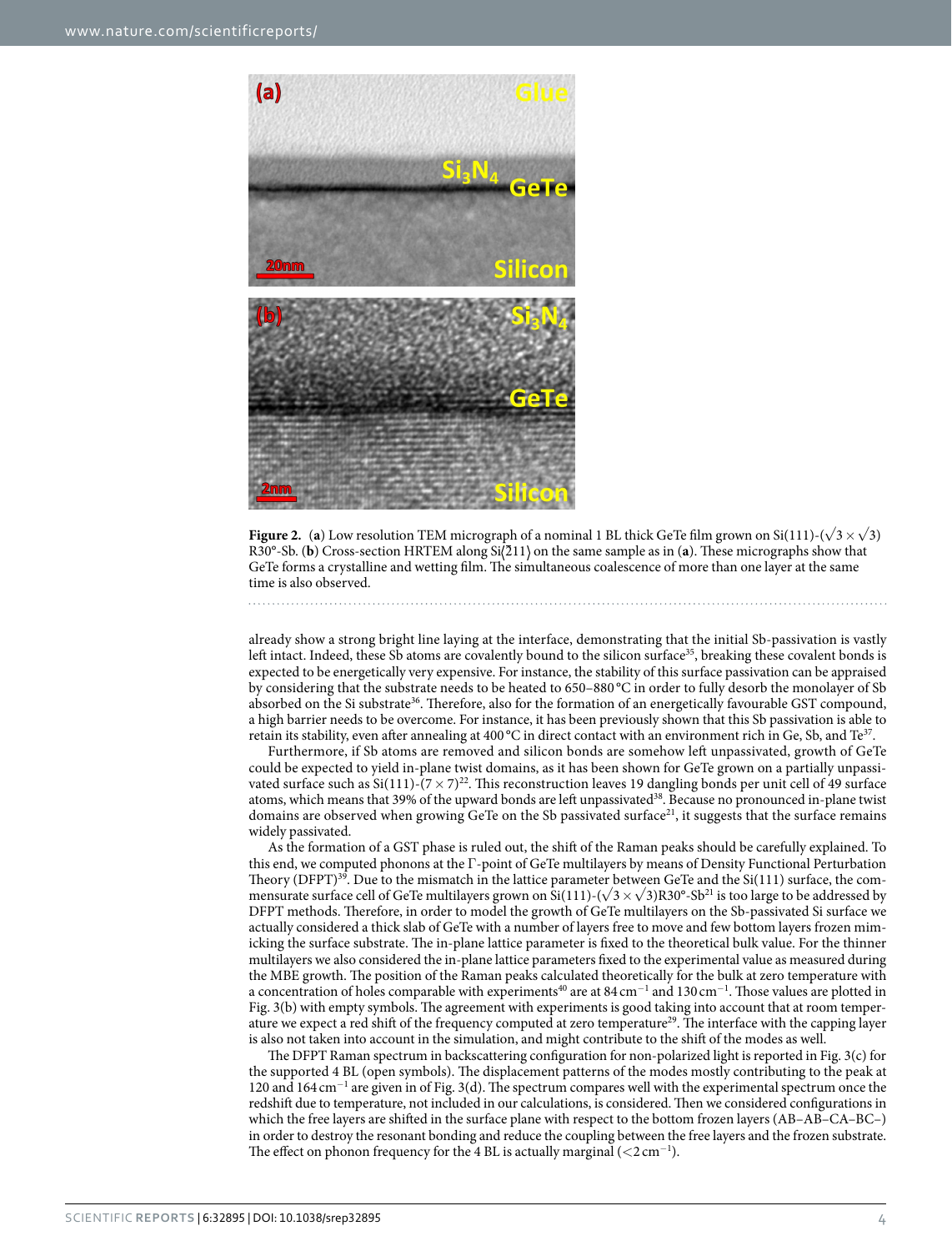**Figure 2.** (**a**) Low resolution TEM micrograph of a nominal 1 BL thick GeTe film grown on Si(111)-($\sqrt{3} \times \sqrt{3}$) R30°-Sb. (**b**) Cross-section HRTEM along Si$\langle\bar{2}11\rangle$ on the same sample as in (**a**). These micrographs show that GeTe forms a crystalline and wetting film. The simultaneous coalescence of more than one layer at the same time is also observed.

already show a strong bright line laying at the interface, demonstrating that the initial Sb-passivation is vastly left intact. Indeed, these Sb atoms are covalently bound to the silicon surface[35], breaking these covalent bonds is expected to be energetically very expensive. For instance, the stability of this surface passivation can be appraised by considering that the substrate needs to be heated to 650–880 °C in order to fully desorb the monolayer of Sb absorbed on the Si substrate[36]. Therefore, also for the formation of an energetically favourable GST compound, a high barrier needs to be overcome. For instance, it has been previously shown that this Sb passivation is able to retain its stability, even after annealing at 400 °C in direct contact with an environment rich in Ge, Sb, and Te[37].

Furthermore, if Sb atoms are removed and silicon bonds are somehow left unpassivated, growth of GeTe could be expected to yield in-plane twist domains, as it has been shown for GeTe grown on a partially unpassivated surface such as Si(111)-($7 \times 7$)[22]. This reconstruction leaves 19 dangling bonds per unit cell of 49 surface atoms, which means that 39% of the upward bonds are left unpassivated[38]. Because no pronounced in-plane twist domains are observed when growing GeTe on the Sb passivated surface[21], it suggests that the surface remains widely passivated.

As the formation of a GST phase is ruled out, the shift of the Raman peaks should be carefully explained. To this end, we computed phonons at the Γ-point of GeTe multilayers by means of Density Functional Perturbation Theory (DFPT)[39]. Due to the mismatch in the lattice parameter between GeTe and the Si(111) surface, the commensurate surface cell of GeTe multilayers grown on Si(111)-($\sqrt{3} \times \sqrt{3}$)R30°-Sb[21] is too large to be addressed by DFPT methods. Therefore, in order to model the growth of GeTe multilayers on the Sb-passivated Si surface we actually considered a thick slab of GeTe with a number of layers free to move and few bottom layers frozen mimicking the surface substrate. The in-plane lattice parameter is fixed to the theoretical bulk value. For the thinner multilayers we also considered the in-plane lattice parameters fixed to the experimental value as measured during the MBE growth. The position of the Raman peaks calculated theoretically for the bulk at zero temperature with a concentration of holes comparable with experiments[40] are at 84 $cm^{-1}$ and 130 $cm^{-1}$. Those values are plotted in Fig. 3(b) with empty symbols. The agreement with experiments is good taking into account that at room temperature we expect a red shift of the frequency computed at zero temperature[29]. The interface with the capping layer is also not taken into account in the simulation, and might contribute to the shift of the modes as well.

The DFPT Raman spectrum in backscattering configuration for non-polarized light is reported in Fig. 3(c) for the supported 4 BL (open symbols). The displacement patterns of the modes mostly contributing to the peak at 120 and 164 $cm^{-1}$ are given in of Fig. 3(d). The spectrum compares well with the experimental spectrum once the redshift due to temperature, not included in our calculations, is considered. Then we considered configurations in which the free layers are shifted in the surface plane with respect to the bottom frozen layers (AB–AB–CA–BC–) in order to destroy the resonant bonding and reduce the coupling between the free layers and the frozen substrate. The effect on phonon frequency for the 4 BL is actually marginal ($<2$ $cm^{-1}$).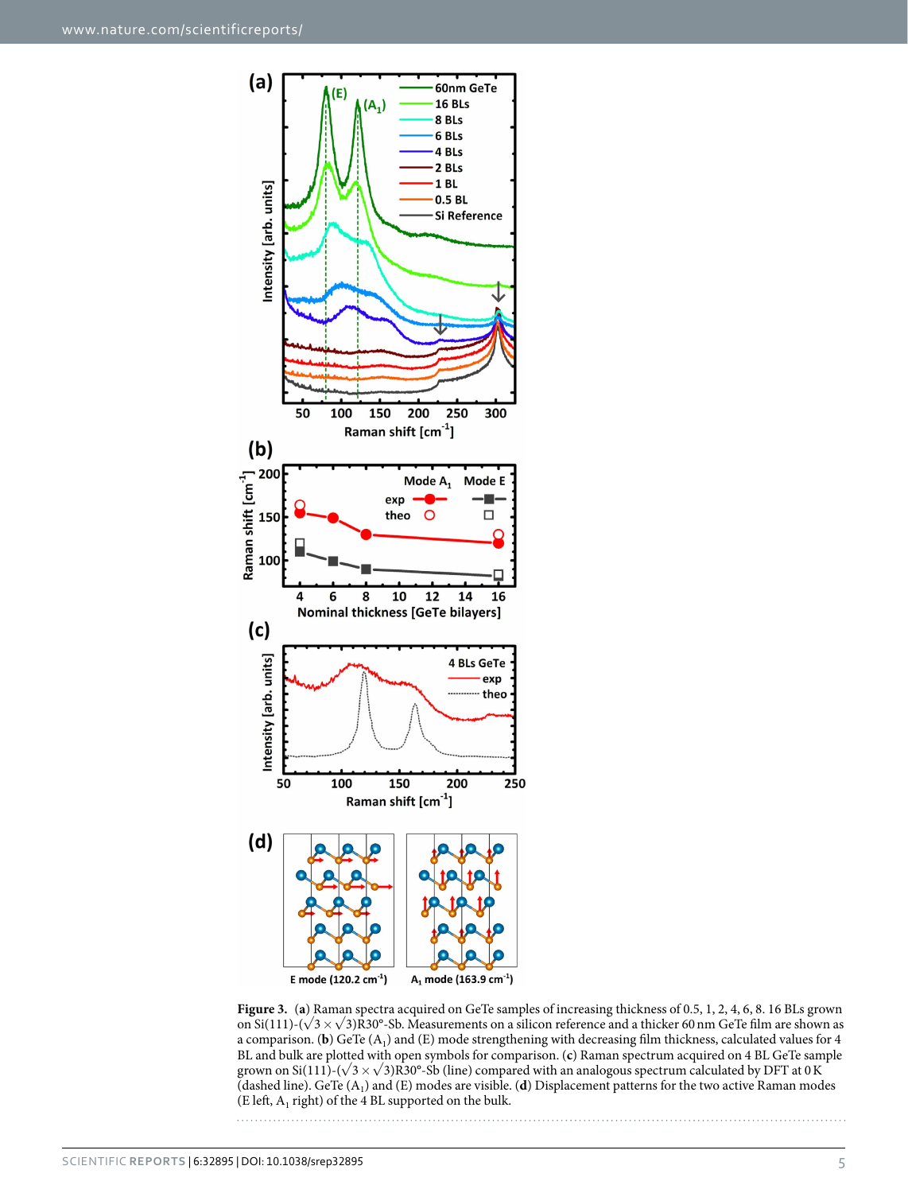**Figure 3.** (**a**) Raman spectra acquired on GeTe samples of increasing thickness of 0.5, 1, 2, 4, 6, 8. 16 BLs grown on Si(111)-($\sqrt{3} \times \sqrt{3}$)R30°-Sb. Measurements on a silicon reference and a thicker 60 nm GeTe film are shown as a comparison. (**b**) GeTe ($A_1$) and (E) mode strengthening with decreasing film thickness, calculated values for 4 BL and bulk are plotted with open symbols for comparison. (**c**) Raman spectrum acquired on 4 BL GeTe sample grown on Si(111)-($\sqrt{3} \times \sqrt{3}$)R30°-Sb (line) compared with an analogous spectrum calculated by DFT at 0 K (dashed line). GeTe ($A_1$) and (E) modes are visible. (**d**) Displacement patterns for the two active Raman modes (E left, $A_1$ right) of the 4 BL supported on the bulk.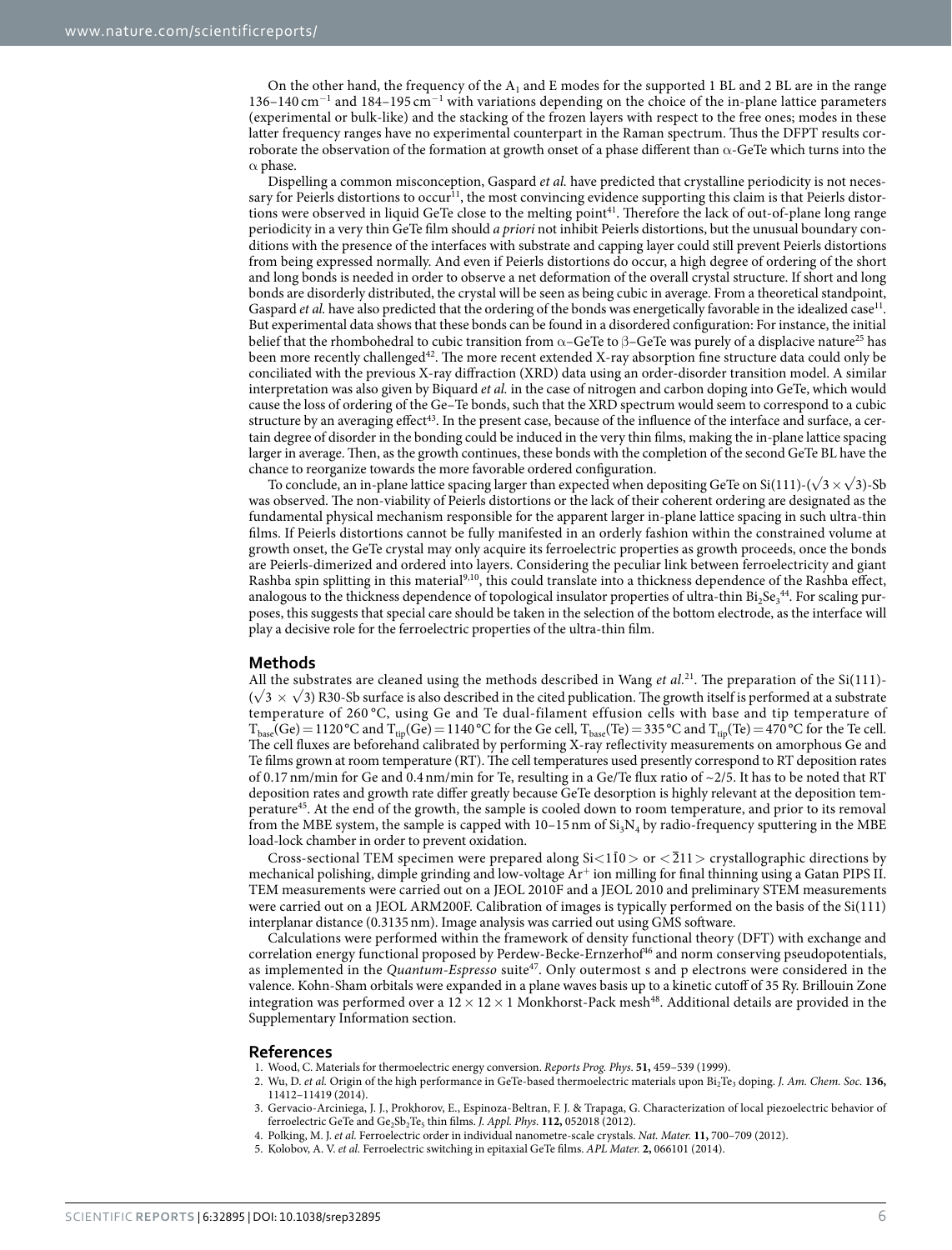On the other hand, the frequency of the $A_1$ and E modes for the supported 1 BL and 2 BL are in the range 136–140 $cm^{-1}$ and 184–195 $cm^{-1}$ with variations depending on the choice of the in-plane lattice parameters (experimental or bulk-like) and the stacking of the frozen layers with respect to the free ones; modes in these latter frequency ranges have no experimental counterpart in the Raman spectrum. Thus the DFPT results corroborate the observation of the formation at growth onset of a phase different than α-GeTe which turns into the α phase.

Dispelling a common misconception, Gaspard *et al.* have predicted that crystalline periodicity is not necessary for Peierls distortions to occur[11], the most convincing evidence supporting this claim is that Peierls distortions were observed in liquid GeTe close to the melting point[41]. Therefore the lack of out-of-plane long range periodicity in a very thin GeTe film should *a priori* not inhibit Peierls distortions, but the unusual boundary conditions with the presence of the interfaces with substrate and capping layer could still prevent Peierls distortions from being expressed normally. And even if Peierls distortions do occur, a high degree of ordering of the short and long bonds is needed in order to observe a net deformation of the overall crystal structure. If short and long bonds are disorderly distributed, the crystal will be seen as being cubic in average. From a theoretical standpoint, Gaspard *et al.* have also predicted that the ordering of the bonds was energetically favorable in the idealized case[11]. But experimental data shows that these bonds can be found in a disordered configuration: For instance, the initial belief that the rhombohedral to cubic transition from α–GeTe to β–GeTe was purely of a displacive nature[25] has been more recently challenged[42]. The more recent extended X-ray absorption fine structure data could only be conciliated with the previous X-ray diffraction (XRD) data using an order-disorder transition model. A similar interpretation was also given by Biquard *et al.* in the case of nitrogen and carbon doping into GeTe, which would cause the loss of ordering of the Ge–Te bonds, such that the XRD spectrum would seem to correspond to a cubic structure by an averaging effect[43]. In the present case, because of the influence of the interface and surface, a certain degree of disorder in the bonding could be induced in the very thin films, making the in-plane lattice spacing larger in average. Then, as the growth continues, these bonds with the completion of the second GeTe BL have the chance to reorganize towards the more favorable ordered configuration.

To conclude, an in-plane lattice spacing larger than expected when depositing GeTe on Si(111)-($\sqrt{3}\times\sqrt{3}$)-Sb was observed. The non-viability of Peierls distortions or the lack of their coherent ordering are designated as the fundamental physical mechanism responsible for the apparent larger in-plane lattice spacing in such ultra-thin films. If Peierls distortions cannot be fully manifested in an orderly fashion within the constrained volume at growth onset, the GeTe crystal may only acquire its ferroelectric properties as growth proceeds, once the bonds are Peierls-dimerized and ordered into layers. Considering the peculiar link between ferroelectricity and giant Rashba spin splitting in this material[9,10], this could translate into a thickness dependence of the Rashba effect, analogous to the thickness dependence of topological insulator properties of ultra-thin $Bi_2Se_3$[44]. For scaling purposes, this suggests that special care should be taken in the selection of the bottom electrode, as the interface will play a decisive role for the ferroelectric properties of the ultra-thin film.

## Methods

All the substrates are cleaned using the methods described in Wang *et al.*[21]. The preparation of the Si(111)-($\sqrt{3}\times\sqrt{3}$) R30-Sb surface is also described in the cited publication. The growth itself is performed at a substrate temperature of 260 °C, using Ge and Te dual-filament effusion cells with base and tip temperature of $T_{base}$(Ge) = 1120 °C and $T_{tip}$(Ge) = 1140 °C for the Ge cell, $T_{base}$(Te) = 335 °C and $T_{tip}$(Te) = 470 °C for the Te cell. The cell fluxes are beforehand calibrated by performing X-ray reflectivity measurements on amorphous Ge and Te films grown at room temperature (RT). The cell temperatures used presently correspond to RT deposition rates of 0.17 nm/min for Ge and 0.4 nm/min for Te, resulting in a Ge/Te flux ratio of ~2/5. It has to be noted that RT deposition rates and growth rate differ greatly because GeTe desorption is highly relevant at the deposition temperature[45]. At the end of the growth, the sample is cooled down to room temperature, and prior to its removal from the MBE system, the sample is capped with 10–15 nm of $Si_3N_4$ by radio-frequency sputtering in the MBE load-lock chamber in order to prevent oxidation.

Cross-sectional TEM specimen were prepared along Si$<1\bar{1}0>$ or $<\bar{2}11>$ crystallographic directions by mechanical polishing, dimple grinding and low-voltage $Ar^+$ ion milling for final thinning using a Gatan PIPS II. TEM measurements were carried out on a JEOL 2010F and a JEOL 2010 and preliminary STEM measurements were carried out on a JEOL ARM200F. Calibration of images is typically performed on the basis of the Si(111) interplanar distance (0.3135 nm). Image analysis was carried out using GMS software.

Calculations were performed within the framework of density functional theory (DFT) with exchange and correlation energy functional proposed by Perdew-Becke-Ernzerhof[46] and norm conserving pseudopotentials, as implemented in the *Quantum-Espresso* suite[47]. Only outermost s and p electrons were considered in the valence. Kohn-Sham orbitals were expanded in a plane waves basis up to a kinetic cutoff of 35 Ry. Brillouin Zone integration was performed over a 12 × 12 × 1 Monkhorst-Pack mesh[48]. Additional details are provided in the Supplementary Information section.

## References

1. Wood, C. Materials for thermoelectric energy conversion. *Reports Prog. Phys.* **51,** 459–539 (1999).
2. Wu, D. *et al.* Origin of the high performance in GeTe-based thermoelectric materials upon $Bi_2Te_3$ doping. *J. Am. Chem. Soc.* **136,** 11412–11419 (2014).
3. Gervacio-Arciniega, J. J., Prokhorov, E., Espinoza-Beltran, F. J. & Trapaga, G. Characterization of local piezoelectric behavior of ferroelectric GeTe and $Ge_2Sb_2Te_5$ thin films. *J. Appl. Phys.* **112,** 052018 (2012).
4. Polking, M. J. *et al.* Ferroelectric order in individual nanometre-scale crystals. *Nat. Mater.* **11,** 700–709 (2012).
5. Kolobov, A. V. *et al.* Ferroelectric switching in epitaxial GeTe films. *APL Mater.* **2,** 066101 (2014).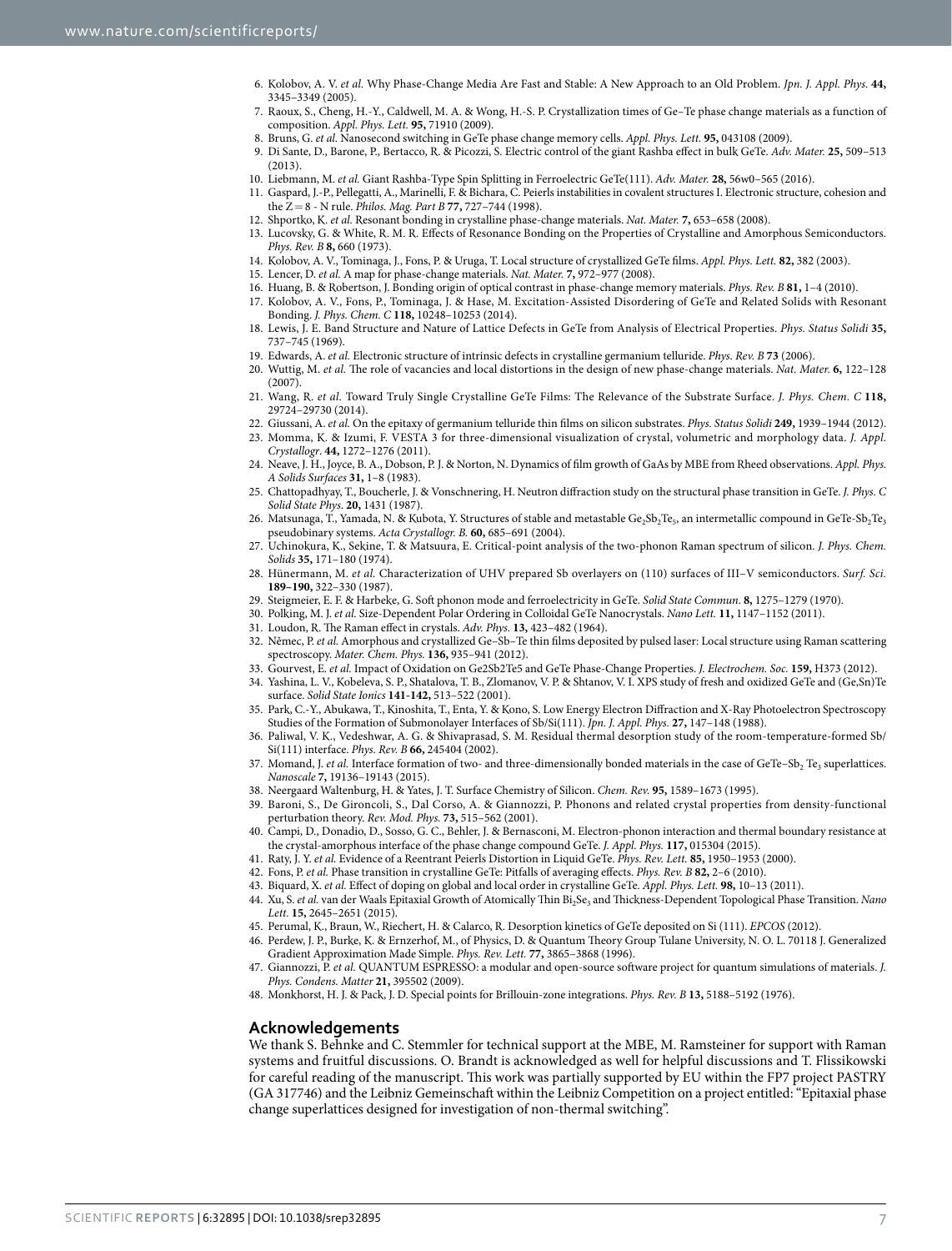6. Kolobov, A. V. *et al.* Why Phase-Change Media Are Fast and Stable: A New Approach to an Old Problem. *Jpn. J. Appl. Phys.* **44,** 3345–3349 (2005).
7. Raoux, S., Cheng, H.-Y., Caldwell, M. A. & Wong, H.-S. P. Crystallization times of Ge–Te phase change materials as a function of composition. *Appl. Phys. Lett.* **95,** 71910 (2009).
8. Bruns, G. *et al.* Nanosecond switching in GeTe phase change memory cells. *Appl. Phys. Lett.* **95,** 043108 (2009).
9. Di Sante, D., Barone, P., Bertacco, R. & Picozzi, S. Electric control of the giant Rashba effect in bulk GeTe. *Adv. Mater.* **25,** 509–513 (2013).
10. Liebmann, M. *et al.* Giant Rashba-Type Spin Splitting in Ferroelectric GeTe(111). *Adv. Mater.* **28,** 56w0–565 (2016).
11. Gaspard, J.-P., Pellegatti, A., Marinelli, F. & Bichara, C. Peierls instabilities in covalent structures I. Electronic structure, cohesion and the Z = 8 - N rule. *Philos. Mag. Part B* **77,** 727–744 (1998).
12. Shportko, K. *et al.* Resonant bonding in crystalline phase-change materials. *Nat. Mater.* **7,** 653–658 (2008).
13. Lucovsky, G. & White, R. M. R. Effects of Resonance Bonding on the Properties of Crystalline and Amorphous Semiconductors. *Phys. Rev. B* **8,** 660 (1973).
14. Kolobov, A. V., Tominaga, J., Fons, P. & Uruga, T. Local structure of crystallized GeTe films. *Appl. Phys. Lett.* **82,** 382 (2003).
15. Lencer, D. *et al.* A map for phase-change materials. *Nat. Mater.* **7,** 972–977 (2008).
16. Huang, B. & Robertson, J. Bonding origin of optical contrast in phase-change memory materials. *Phys. Rev. B* **81,** 1–4 (2010).
17. Kolobov, A. V., Fons, P., Tominaga, J. & Hase, M. Excitation-Assisted Disordering of GeTe and Related Solids with Resonant Bonding. *J. Phys. Chem. C* **118,** 10248–10253 (2014).
18. Lewis, J. E. Band Structure and Nature of Lattice Defects in GeTe from Analysis of Electrical Properties. *Phys. Status Solidi* **35,** 737–745 (1969).
19. Edwards, A. *et al.* Electronic structure of intrinsic defects in crystalline germanium telluride. *Phys. Rev. B* **73** (2006).
20. Wuttig, M. *et al.* The role of vacancies and local distortions in the design of new phase-change materials. *Nat. Mater.* **6,** 122–128 (2007).
21. Wang, R. *et al.* Toward Truly Single Crystalline GeTe Films: The Relevance of the Substrate Surface. *J. Phys. Chem. C* **118,** 29724–29730 (2014).
22. Giussani, A. *et al.* On the epitaxy of germanium telluride thin films on silicon substrates. *Phys. Status Solidi* **249,** 1939–1944 (2012).
23. Momma, K. & Izumi, F. VESTA 3 for three-dimensional visualization of crystal, volumetric and morphology data. *J. Appl. Crystallogr*. **44,** 1272–1276 (2011).
24. Neave, J. H., Joyce, B. A., Dobson, P. J. & Norton, N. Dynamics of film growth of GaAs by MBE from Rheed observations. *Appl. Phys. A Solids Surfaces* **31,** 1–8 (1983).
25. Chattopadhyay, T., Boucherle, J. & Vonschnering, H. Neutron diffraction study on the structural phase transition in GeTe. *J. Phys. C Solid State Phys*. **20,** 1431 (1987).
26. Matsunaga, T., Yamada, N. & Kubota, Y. Structures of stable and metastable $Ge_2Sb_2Te_5$, an intermetallic compound in GeTe-$Sb_2Te_3$ pseudobinary systems. *Acta Crystallogr. B.* **60,** 685–691 (2004).
27. Uchinokura, K., Sekine, T. & Matsuura, E. Critical-point analysis of the two-phonon Raman spectrum of silicon. *J. Phys. Chem. Solids* **35,** 171–180 (1974).
28. Hünermann, M. *et al.* Characterization of UHV prepared Sb overlayers on (110) surfaces of III–V semiconductors. *Surf. Sci.* **189–190,** 322–330 (1987).
29. Steigmeier, E. F. & Harbeke, G. Soft phonon mode and ferroelectricity in GeTe. *Solid State Commun*. **8,** 1275–1279 (1970).
30. Polking, M. J. *et al.* Size-Dependent Polar Ordering in Colloidal GeTe Nanocrystals. *Nano Lett.* **11,** 1147–1152 (2011).
31. Loudon, R. The Raman effect in crystals. *Adv. Phys.* **13,** 423–482 (1964).
32. Němec, P. *et al.* Amorphous and crystallized Ge–Sb–Te thin films deposited by pulsed laser: Local structure using Raman scattering spectroscopy. *Mater. Chem. Phys.* **136,** 935–941 (2012).
33. Gourvest, E. *et al.* Impact of Oxidation on Ge2Sb2Te5 and GeTe Phase-Change Properties. *J. Electrochem. Soc.* **159,** H373 (2012).
34. Yashina, L. V., Kobeleva, S. P., Shatalova, T. B., Zlomanov, V. P. & Shtanov, V. I. XPS study of fresh and oxidized GeTe and (Ge,Sn)Te surface. *Solid State Ionics* **141-142,** 513–522 (2001).
35. Park, C.-Y., Abukawa, T., Kinoshita, T., Enta, Y. & Kono, S. Low Energy Electron Diffraction and X-Ray Photoelectron Spectroscopy Studies of the Formation of Submonolayer Interfaces of Sb/Si(111). *Jpn. J. Appl. Phys.* **27,** 147–148 (1988).
36. Paliwal, V. K., Vedeshwar, A. G. & Shivaprasad, S. M. Residual thermal desorption study of the room-temperature-formed Sb/Si(111) interface. *Phys. Rev. B* **66,** 245404 (2002).
37. Momand, J. *et al.* Interface formation of two- and three-dimensionally bonded materials in the case of GeTe–$Sb_2Te_3$ superlattices. *Nanoscale* **7,** 19136–19143 (2015).
38. Neergaard Waltenburg, H. & Yates, J. T. Surface Chemistry of Silicon. *Chem. Rev.* **95,** 1589–1673 (1995).
39. Baroni, S., De Gironcoli, S., Dal Corso, A. & Giannozzi, P. Phonons and related crystal properties from density-functional perturbation theory. *Rev. Mod. Phys.* **73,** 515–562 (2001).
40. Campi, D., Donadio, D., Sosso, G. C., Behler, J. & Bernasconi, M. Electron-phonon interaction and thermal boundary resistance at the crystal-amorphous interface of the phase change compound GeTe. *J. Appl. Phys.* **117,** 015304 (2015).
41. Raty, J. Y. *et al.* Evidence of a Reentrant Peierls Distortion in Liquid GeTe. *Phys. Rev. Lett.* **85,** 1950–1953 (2000).
42. Fons, P. *et al.* Phase transition in crystalline GeTe: Pitfalls of averaging effects. *Phys. Rev. B* **82,** 2–6 (2010).
43. Biquard, X. *et al.* Effect of doping on global and local order in crystalline GeTe. *Appl. Phys. Lett.* **98,** 10–13 (2011).
44. Xu, S. *et al.* van der Waals Epitaxial Growth of Atomically Thin $Bi_2Se_3$ and Thickness-Dependent Topological Phase Transition. *Nano Lett.* **15,** 2645–2651 (2015).
45. Perumal, K., Braun, W., Riechert, H. & Calarco, R. Desorption kinetics of GeTe deposited on Si (111). *EPCOS* (2012).
46. Perdew, J. P., Burke, K. & Ernzerhof, M., of Physics, D. & Quantum Theory Group Tulane University, N. O. L. 70118 J. Generalized Gradient Approximation Made Simple. *Phys. Rev. Lett.* **77,** 3865–3868 (1996).
47. Giannozzi, P. *et al.* QUANTUM ESPRESSO: a modular and open-source software project for quantum simulations of materials. *J. Phys. Condens. Matter* **21,** 395502 (2009).
48. Monkhorst, H. J. & Pack, J. D. Special points for Brillouin-zone integrations. *Phys. Rev. B* **13,** 5188–5192 (1976).

## Acknowledgements

We thank S. Behnke and C. Stemmler for technical support at the MBE, M. Ramsteiner for support with Raman systems and fruitful discussions. O. Brandt is acknowledged as well for helpful discussions and T. Flissikowski for careful reading of the manuscript. This work was partially supported by EU within the FP7 project PASTRY (GA 317746) and the Leibniz Gemeinschaft within the Leibniz Competition on a project entitled: "Epitaxial phase change superlattices designed for investigation of non-thermal switching".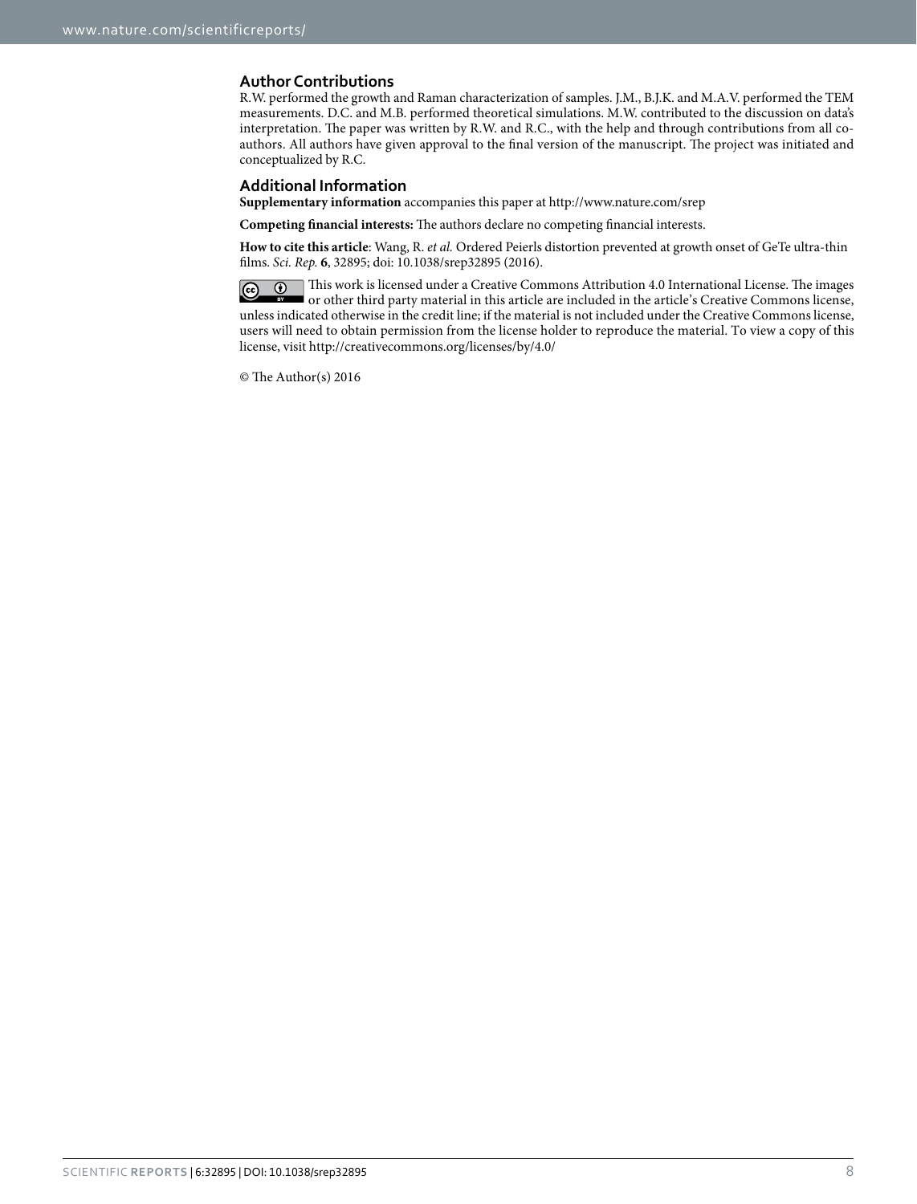## Author Contributions

R.W. performed the growth and Raman characterization of samples. J.M., B.J.K. and M.A.V. performed the TEM measurements. D.C. and M.B. performed theoretical simulations. M.W. contributed to the discussion on data's interpretation. The paper was written by R.W. and R.C., with the help and through contributions from all co-authors. All authors have given approval to the final version of the manuscript. The project was initiated and conceptualized by R.C.

## Additional Information

**Supplementary information** accompanies this paper at http://www.nature.com/srep

**Competing financial interests:** The authors declare no competing financial interests.

**How to cite this article**: Wang, R. *et al.* Ordered Peierls distortion prevented at growth onset of GeTe ultra-thin films. *Sci. Rep.* **6**, 32895; doi: 10.1038/srep32895 (2016).

This work is licensed under a Creative Commons Attribution 4.0 International License. The images or other third party material in this article are included in the article's Creative Commons license, unless indicated otherwise in the credit line; if the material is not included under the Creative Commons license, users will need to obtain permission from the license holder to reproduce the material. To view a copy of this license, visit http://creativecommons.org/licenses/by/4.0/

© The Author(s) 2016